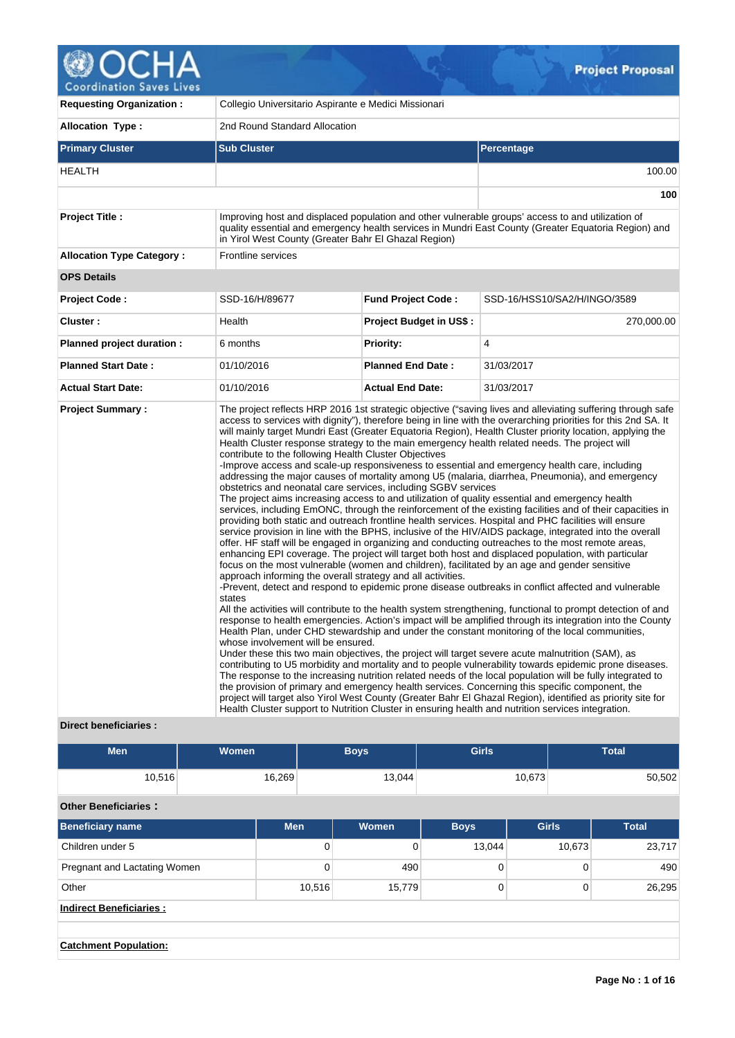# Project Proposal

| | | | |
|---|---|---|---|
| **Requesting Organization :** | Collegio Universitario Aspirante e Medici Missionari | | |
| **Allocation Type :** | 2nd Round Standard Allocation | | |

| **Primary Cluster** | **Sub Cluster** | **Percentage** |
|---|---|---|
| HEALTH | | 100.00 |
| | | **100** |

| | |
|---|---|
| **Project Title :** | Improving host and displaced population and other vulnerable groups' access to and utilization of quality essential and emergency health services in Mundri East County (Greater Equatoria Region) and in Yirol West County (Greater Bahr El Ghazal Region) |
| **Allocation Type Category :** | Frontline services |

**OPS Details**

| | | | |
|---|---|---|---|
| **Project Code :** | SSD-16/H/89677 | **Fund Project Code :** | SSD-16/HSS10/SA2/H/INGO/3589 |
| **Cluster :** | Health | **Project Budget in US$ :** | 270,000.00 |
| **Planned project duration :** | 6 months | **Priority:** | 4 |
| **Planned Start Date :** | 01/10/2016 | **Planned End Date :** | 31/03/2017 |
| **Actual Start Date:** | 01/10/2016 | **Actual End Date:** | 31/03/2017 |

**Project Summary :**

The project reflects HRP 2016 1st strategic objective ("saving lives and alleviating suffering through safe access to services with dignity"), therefore being in line with the overarching priorities for this 2nd SA. It will mainly target Mundri East (Greater Equatoria Region), Health Cluster priority location, applying the Health Cluster response strategy to the main emergency health related needs. The project will contribute to the following Health Cluster Objectives
-Improve access and scale-up responsiveness to essential and emergency health care, including addressing the major causes of mortality among U5 (malaria, diarrhea, Pneumonia), and emergency obstetrics and neonatal care services, including SGBV services
The project aims increasing access to and utilization of quality essential and emergency health services, including EmONC, through the reinforcement of the existing facilities and of their capacities in providing both static and outreach frontline health services. Hospital and PHC facilities will ensure service provision in line with the BPHS, inclusive of the HIV/AIDS package, integrated into the overall offer. HF staff will be engaged in organizing and conducting outreaches to the most remote areas, enhancing EPI coverage. The project will target both host and displaced population, with particular focus on the most vulnerable (women and children), facilitated by an age and gender sensitive approach informing the overall strategy and all activities.
-Prevent, detect and respond to epidemic prone disease outbreaks in conflict affected and vulnerable states
All the activities will contribute to the health system strengthening, functional to prompt detection of and response to health emergencies. Action's impact will be amplified through its integration into the County Health Plan, under CHD stewardship and under the constant monitoring of the local communities, whose involvement will be ensured.
Under these this two main objectives, the project will target severe acute malnutrition (SAM), as contributing to U5 morbidity and mortality and to people vulnerability towards epidemic prone diseases. The response to the increasing nutrition related needs of the local population will be fully integrated to the provision of primary and emergency health services. Concerning this specific component, the project will target also Yirol West County (Greater Bahr El Ghazal Region), identified as priority site for Health Cluster support to Nutrition Cluster in ensuring health and nutrition services integration.

**Direct beneficiaries :**

| Men | Women | Boys | Girls | Total |
|---|---|---|---|---|
| 10,516 | 16,269 | 13,044 | 10,673 | 50,502 |

**Other Beneficiaries :**

| Beneficiary name | Men | Women | Boys | Girls | Total |
|---|---|---|---|---|---|
| Children under 5 | 0 | 0 | 13,044 | 10,673 | 23,717 |
| Pregnant and Lactating Women | 0 | 490 | 0 | 0 | 490 |
| Other | 10,516 | 15,779 | 0 | 0 | 26,295 |

**Indirect Beneficiaries :**

**Catchment Population:**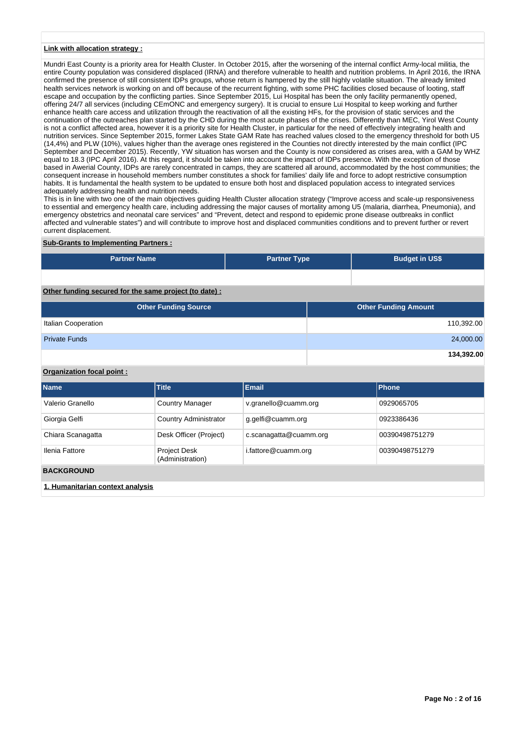**Link with allocation strategy :**

Mundri East County is a priority area for Health Cluster. In October 2015, after the worsening of the internal conflict Army-local militia, the entire County population was considered displaced (IRNA) and therefore vulnerable to health and nutrition problems. In April 2016, the IRNA confirmed the presence of still consistent IDPs groups, whose return is hampered by the still highly volatile situation. The already limited health services network is working on and off because of the recurrent fighting, with some PHC facilities closed because of looting, staff escape and occupation by the conflicting parties. Since September 2015, Lui Hospital has been the only facility permanently opened, offering 24/7 all services (including CEmONC and emergency surgery). It is crucial to ensure Lui Hospital to keep working and further enhance health care access and utilization through the reactivation of all the existing HFs, for the provision of static services and the continuation of the outreaches plan started by the CHD during the most acute phases of the crises. Differently than MEC, Yirol West County is not a conflict affected area, however it is a priority site for Health Cluster, in particular for the need of effectively integrating health and nutrition services. Since September 2015, former Lakes State GAM Rate has reached values closed to the emergency threshold for both U5 (14,4%) and PLW (10%), values higher than the average ones registered in the Counties not directly interested by the main conflict (IPC September and December 2015). Recently, YW situation has worsen and the County is now considered as crises area, with a GAM by WHZ equal to 18.3 (IPC April 2016). At this regard, it should be taken into account the impact of IDPs presence. With the exception of those based in Awerial County, IDPs are rarely concentrated in camps, they are scattered all around, accommodated by the host communities; the consequent increase in household members number constitutes a shock for families' daily life and force to adopt restrictive consumption habits. It is fundamental the health system to be updated to ensure both host and displaced population access to integrated services adequately addressing health and nutrition needs.
This is in line with two one of the main objectives guiding Health Cluster allocation strategy ("Improve access and scale-up responsiveness to essential and emergency health care, including addressing the major causes of mortality among U5 (malaria, diarrhea, Pneumonia), and emergency obstetrics and neonatal care services" and "Prevent, detect and respond to epidemic prone disease outbreaks in conflict affected and vulnerable states") and will contribute to improve host and displaced communities conditions and to prevent further or revert current displacement.

**Sub-Grants to Implementing Partners :**

| Partner Name | Partner Type | Budget in US$ |
|---|---|---|
| | | |

**Other funding secured for the same project (to date) :**

| Other Funding Source | Other Funding Amount |
|---|---|
| Italian Cooperation | 110,392.00 |
| Private Funds | 24,000.00 |
| | **134,392.00** |

**Organization focal point :**

| Name | Title | Email | Phone |
|---|---|---|---|
| Valerio Granello | Country Manager | v.granello@cuamm.org | 0929065705 |
| Giorgia Gelfi | Country Administrator | g.gelfi@cuamm.org | 0923386436 |
| Chiara Scanagatta | Desk Officer (Project) | c.scanagatta@cuamm.org | 00390498751279 |
| Ilenia Fattore | Project Desk (Administration) | i.fattore@cuamm.org | 00390498751279 |

## BACKGROUND

**1. Humanitarian context analysis**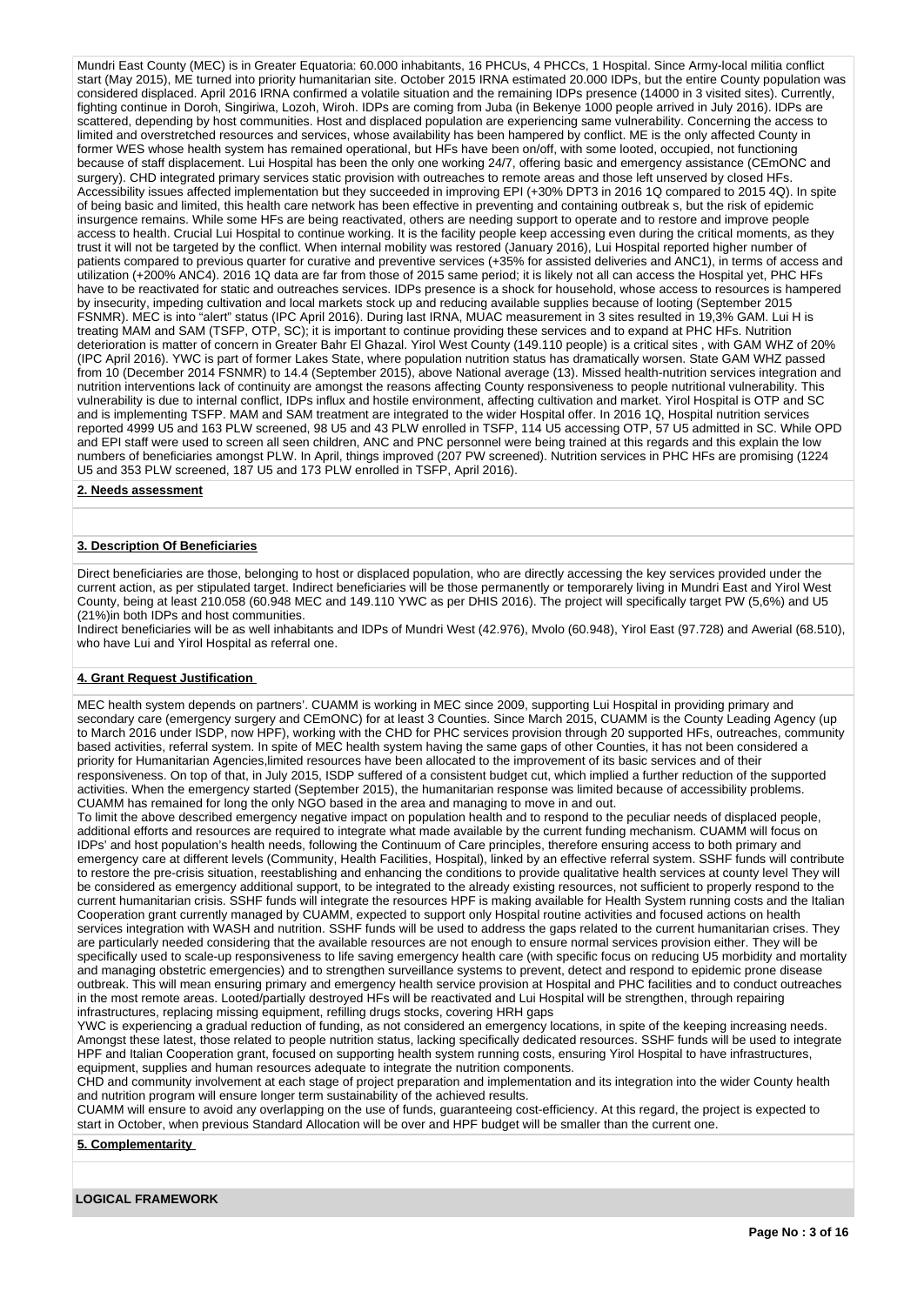Mundri East County (MEC) is in Greater Equatoria: 60.000 inhabitants, 16 PHCUs, 4 PHCCs, 1 Hospital. Since Army-local militia conflict start (May 2015), ME turned into priority humanitarian site. October 2015 IRNA estimated 20.000 IDPs, but the entire County population was considered displaced. April 2016 IRNA confirmed a volatile situation and the remaining IDPs presence (14000 in 3 visited sites). Currently, fighting continue in Doroh, Singiriwa, Lozoh, Wiroh. IDPs are coming from Juba (in Bekenye 1000 people arrived in July 2016). IDPs are scattered, depending by host communities. Host and displaced population are experiencing same vulnerability. Concerning the access to limited and overstretched resources and services, whose availability has been hampered by conflict. ME is the only affected County in former WES whose health system has remained operational, but HFs have been on/off, with some looted, occupied, not functioning because of staff displacement. Lui Hospital has been the only one working 24/7, offering basic and emergency assistance (CEmONC and surgery). CHD integrated primary services static provision with outreaches to remote areas and those left unserved by closed HFs. Accessibility issues affected implementation but they succeeded in improving EPI (+30% DPT3 in 2016 1Q compared to 2015 4Q). In spite of being basic and limited, this health care network has been effective in preventing and containing outbreak s, but the risk of epidemic insurgence remains. While some HFs are being reactivated, others are needing support to operate and to restore and improve people access to health. Crucial Lui Hospital to continue working. It is the facility people keep accessing even during the critical moments, as they trust it will not be targeted by the conflict. When internal mobility was restored (January 2016), Lui Hospital reported higher number of patients compared to previous quarter for curative and preventive services (+35% for assisted deliveries and ANC1), in terms of access and utilization (+200% ANC4). 2016 1Q data are far from those of 2015 same period; it is likely not all can access the Hospital yet, PHC HFs have to be reactivated for static and outreaches services. IDPs presence is a shock for household, whose access to resources is hampered by insecurity, impeding cultivation and local markets stock up and reducing available supplies because of looting (September 2015 FSNMR). MEC is into "alert" status (IPC April 2016). During last IRNA, MUAC measurement in 3 sites resulted in 19,3% GAM. Lui H is treating MAM and SAM (TSFP, OTP, SC); it is important to continue providing these services and to expand at PHC HFs. Nutrition deterioration is matter of concern in Greater Bahr El Ghazal. Yirol West County (149.110 people) is a critical sites , with GAM WHZ of 20% (IPC April 2016). YWC is part of former Lakes State, where population nutrition status has dramatically worsen. State GAM WHZ passed from 10 (December 2014 FSNMR) to 14.4 (September 2015), above National average (13). Missed health-nutrition services integration and nutrition interventions lack of continuity are amongst the reasons affecting County responsiveness to people nutritional vulnerability. This vulnerability is due to internal conflict, IDPs influx and hostile environment, affecting cultivation and market. Yirol Hospital is OTP and SC and is implementing TSFP. MAM and SAM treatment are integrated to the wider Hospital offer. In 2016 1Q, Hospital nutrition services reported 4999 U5 and 163 PLW screened, 98 U5 and 43 PLW enrolled in TSFP, 114 U5 accessing OTP, 57 U5 admitted in SC. While OPD and EPI staff were used to screen all seen children, ANC and PNC personnel were being trained at this regards and this explain the low numbers of beneficiaries amongst PLW. In April, things improved (207 PW screened). Nutrition services in PHC HFs are promising (1224 U5 and 353 PLW screened, 187 U5 and 173 PLW enrolled in TSFP, April 2016).

**2. Needs assessment**

**3. Description Of Beneficiaries**

Direct beneficiaries are those, belonging to host or displaced population, who are directly accessing the key services provided under the current action, as per stipulated target. Indirect beneficiaries will be those permanently or temporarely living in Mundri East and Yirol West County, being at least 210.058 (60.948 MEC and 149.110 YWC as per DHIS 2016). The project will specifically target PW (5,6%) and U5 (21%)in both IDPs and host communities.
Indirect beneficiaries will be as well inhabitants and IDPs of Mundri West (42.976), Mvolo (60.948), Yirol East (97.728) and Awerial (68.510), who have Lui and Yirol Hospital as referral one.

**4. Grant Request Justification**

MEC health system depends on partners'. CUAMM is working in MEC since 2009, supporting Lui Hospital in providing primary and secondary care (emergency surgery and CEmONC) for at least 3 Counties. Since March 2015, CUAMM is the County Leading Agency (up to March 2016 under ISDP, now HPF), working with the CHD for PHC services provision through 20 supported HFs, outreaches, community based activities, referral system. In spite of MEC health system having the same gaps of other Counties, it has not been considered a priority for Humanitarian Agencies,limited resources have been allocated to the improvement of its basic services and of their responsiveness. On top of that, in July 2015, ISDP suffered of a consistent budget cut, which implied a further reduction of the supported activities. When the emergency started (September 2015), the humanitarian response was limited because of accessibility problems. CUAMM has remained for long the only NGO based in the area and managing to move in and out.
To limit the above described emergency negative impact on population health and to respond to the peculiar needs of displaced people, additional efforts and resources are required to integrate what made available by the current funding mechanism. CUAMM will focus on IDPs' and host population's health needs, following the Continuum of Care principles, therefore ensuring access to both primary and emergency care at different levels (Community, Health Facilities, Hospital), linked by an effective referral system. SSHF funds will contribute to restore the pre-crisis situation, reestablishing and enhancing the conditions to provide qualitative health services at county level They will be considered as emergency additional support, to be integrated to the already existing resources, not sufficient to properly respond to the current humanitarian crisis. SSHF funds will integrate the resources HPF is making available for Health System running costs and the Italian Cooperation grant currently managed by CUAMM, expected to support only Hospital routine activities and focused actions on health services integration with WASH and nutrition. SSHF funds will be used to address the gaps related to the current humanitarian crises. They are particularly needed considering that the available resources are not enough to ensure normal services provision either. They will be specifically used to scale-up responsiveness to life saving emergency health care (with specific focus on reducing U5 morbidity and mortality and managing obstetric emergencies) and to strengthen surveillance systems to prevent, detect and respond to epidemic prone disease outbreak. This will mean ensuring primary and emergency health service provision at Hospital and PHC facilities and to conduct outreaches in the most remote areas. Looted/partially destroyed HFs will be reactivated and Lui Hospital will be strengthen, through repairing infrastructures, replacing missing equipment, refilling drugs stocks, covering HRH gaps
YWC is experiencing a gradual reduction of funding, as not considered an emergency locations, in spite of the keeping increasing needs. Amongst these latest, those related to people nutrition status, lacking specifically dedicated resources. SSHF funds will be used to integrate HPF and Italian Cooperation grant, focused on supporting health system running costs, ensuring Yirol Hospital to have infrastructures, equipment, supplies and human resources adequate to integrate the nutrition components.
CHD and community involvement at each stage of project preparation and implementation and its integration into the wider County health and nutrition program will ensure longer term sustainability of the achieved results.
CUAMM will ensure to avoid any overlapping on the use of funds, guaranteeing cost-efficiency. At this regard, the project is expected to start in October, when previous Standard Allocation will be over and HPF budget will be smaller than the current one.

**5. Complementarity**

**LOGICAL FRAMEWORK**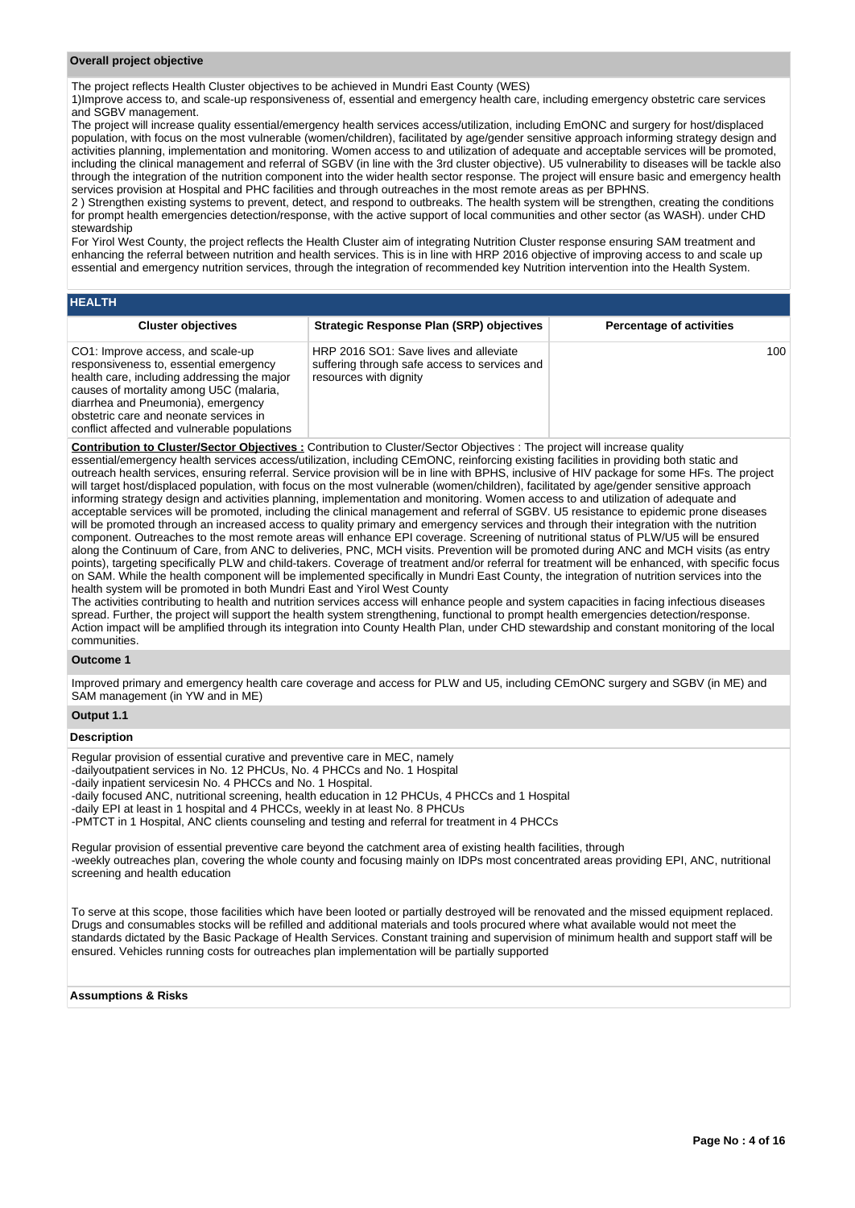## Overall project objective

The project reflects Health Cluster objectives to be achieved in Mundri East County (WES)
1)Improve access to, and scale-up responsiveness of, essential and emergency health care, including emergency obstetric care services and SGBV management.
The project will increase quality essential/emergency health services access/utilization, including EmONC and surgery for host/displaced population, with focus on the most vulnerable (women/children), facilitated by age/gender sensitive approach informing strategy design and activities planning, implementation and monitoring. Women access to and utilization of adequate and acceptable services will be promoted, including the clinical management and referral of SGBV (in line with the 3rd cluster objective). U5 vulnerability to diseases will be tackle also through the integration of the nutrition component into the wider health sector response. The project will ensure basic and emergency health services provision at Hospital and PHC facilities and through outreaches in the most remote areas as per BPHNS.
2 ) Strengthen existing systems to prevent, detect, and respond to outbreaks. The health system will be strengthen, creating the conditions for prompt health emergencies detection/response, with the active support of local communities and other sector (as WASH). under CHD stewardship
For Yirol West County, the project reflects the Health Cluster aim of integrating Nutrition Cluster response ensuring SAM treatment and enhancing the referral between nutrition and health services. This is in line with HRP 2016 objective of improving access to and scale up essential and emergency nutrition services, through the integration of recommended key Nutrition intervention into the Health System.

## HEALTH

| Cluster objectives | Strategic Response Plan (SRP) objectives | Percentage of activities |
|---|---|---|
| CO1: Improve access, and scale-up responsiveness to, essential emergency health care, including addressing the major causes of mortality among U5C (malaria, diarrhea and Pneumonia), emergency obstetric care and neonate services in conflict affected and vulnerable populations | HRP 2016 SO1: Save lives and alleviate suffering through safe access to services and resources with dignity | 100 |

**Contribution to Cluster/Sector Objectives :** Contribution to Cluster/Sector Objectives : The project will increase quality essential/emergency health services access/utilization, including CEmONC, reinforcing existing facilities in providing both static and outreach health services, ensuring referral. Service provision will be in line with BPHS, inclusive of HIV package for some HFs. The project will target host/displaced population, with focus on the most vulnerable (women/children), facilitated by age/gender sensitive approach informing strategy design and activities planning, implementation and monitoring. Women access to and utilization of adequate and acceptable services will be promoted, including the clinical management and referral of SGBV. U5 resistance to epidemic prone diseases will be promoted through an increased access to quality primary and emergency services and through their integration with the nutrition component. Outreaches to the most remote areas will enhance EPI coverage. Screening of nutritional status of PLW/U5 will be ensured along the Continuum of Care, from ANC to deliveries, PNC, MCH visits. Prevention will be promoted during ANC and MCH visits (as entry points), targeting specifically PLW and child-takers. Coverage of treatment and/or referral for treatment will be enhanced, with specific focus on SAM. While the health component will be implemented specifically in Mundri East County, the integration of nutrition services into the health system will be promoted in both Mundri East and Yirol West County
The activities contributing to health and nutrition services access will enhance people and system capacities in facing infectious diseases spread. Further, the project will support the health system strengthening, functional to prompt health emergencies detection/response. Action impact will be amplified through its integration into County Health Plan, under CHD stewardship and constant monitoring of the local communities.

### Outcome 1

Improved primary and emergency health care coverage and access for PLW and U5, including CEmONC surgery and SGBV (in ME) and SAM management (in YW and in ME)

### Output 1.1

#### Description

Regular provision of essential curative and preventive care in MEC, namely
-dailyoutpatient services in No. 12 PHCUs, No. 4 PHCCs and No. 1 Hospital
-daily inpatient servicesin No. 4 PHCCs and No. 1 Hospital.
-daily focused ANC, nutritional screening, health education in 12 PHCUs, 4 PHCCs and 1 Hospital
-daily EPI at least in 1 hospital and 4 PHCCs, weekly in at least No. 8 PHCUs
-PMTCT in 1 Hospital, ANC clients counseling and testing and referral for treatment in 4 PHCCs

Regular provision of essential preventive care beyond the catchment area of existing health facilities, through
-weekly outreaches plan, covering the whole county and focusing mainly on IDPs most concentrated areas providing EPI, ANC, nutritional screening and health education

To serve at this scope, those facilities which have been looted or partially destroyed will be renovated and the missed equipment replaced. Drugs and consumables stocks will be refilled and additional materials and tools procured where what available would not meet the standards dictated by the Basic Package of Health Services. Constant training and supervision of minimum health and support staff will be ensured. Vehicles running costs for outreaches plan implementation will be partially supported

#### Assumptions & Risks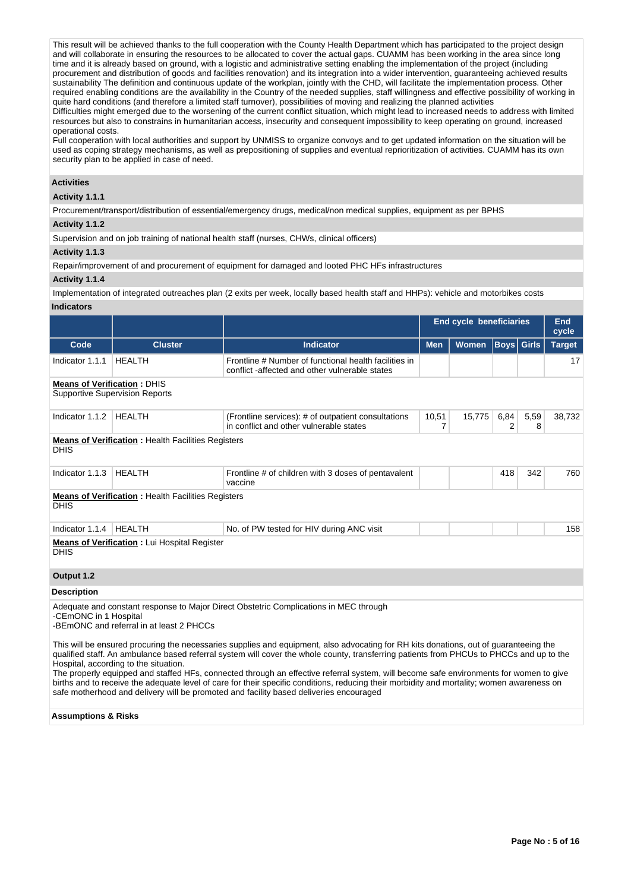This result will be achieved thanks to the full cooperation with the County Health Department which has participated to the project design and will collaborate in ensuring the resources to be allocated to cover the actual gaps. CUAMM has been working in the area since long time and it is already based on ground, with a logistic and administrative setting enabling the implementation of the project (including procurement and distribution of goods and facilities renovation) and its integration into a wider intervention, guaranteeing achieved results sustainability The definition and continuous update of the workplan, jointly with the CHD, will facilitate the implementation process. Other required enabling conditions are the availability in the Country of the needed supplies, staff willingness and effective possibility of working in quite hard conditions (and therefore a limited staff turnover), possibilities of moving and realizing the planned activities
Difficulties might emerged due to the worsening of the current conflict situation, which might lead to increased needs to address with limited resources but also to constrains in humanitarian access, insecurity and consequent impossibility to keep operating on ground, increased operational costs.
Full cooperation with local authorities and support by UNMISS to organize convoys and to get updated information on the situation will be used as coping strategy mechanisms, as well as prepositioning of supplies and eventual reprioritization of activities. CUAMM has its own security plan to be applied in case of need.

### Activities

**Activity 1.1.1**

Procurement/transport/distribution of essential/emergency drugs, medical/non medical supplies, equipment as per BPHS

**Activity 1.1.2**

Supervision and on job training of national health staff (nurses, CHWs, clinical officers)

**Activity 1.1.3**

Repair/improvement of and procurement of equipment for damaged and looted PHC HFs infrastructures

**Activity 1.1.4**

Implementation of integrated outreaches plan (2 exits per week, locally based health staff and HHPs): vehicle and motorbikes costs

### Indicators

| | | | End cycle beneficiaries | | | | End cycle |
|---|---|---|---|---|---|---|---|
| **Code** | **Cluster** | **Indicator** | **Men** | **Women** | **Boys** | **Girls** | **Target** |
| Indicator 1.1.1 | HEALTH | Frontline # Number of functional health facilities in conflict -affected and other vulnerable states | | | | | 17 |
| **Means of Verification :** DHIS Supportive Supervision Reports | | | | | | | |
| Indicator 1.1.2 | HEALTH | (Frontline services): # of outpatient consultations in conflict and other vulnerable states | 10,517 | 15,775 | 6,842 | 5,598 | 38,732 |
| **Means of Verification :** Health Facilities Registers DHIS | | | | | | | |
| Indicator 1.1.3 | HEALTH | Frontline # of children with 3 doses of pentavalent vaccine | | | 418 | 342 | 760 |
| **Means of Verification :** Health Facilities Registers DHIS | | | | | | | |
| Indicator 1.1.4 | HEALTH | No. of PW tested for HIV during ANC visit | | | | | 158 |
| **Means of Verification :** Lui Hospital Register DHIS | | | | | | | |

### Output 1.2

**Description**

Adequate and constant response to Major Direct Obstetric Complications in MEC through
-CEmONC in 1 Hospital
-BEmONC and referral in at least 2 PHCCs

This will be ensured procuring the necessaries supplies and equipment, also advocating for RH kits donations, out of guaranteeing the qualified staff. An ambulance based referral system will cover the whole county, transferring patients from PHCUs to PHCCs and up to the Hospital, according to the situation.
The properly equipped and staffed HFs, connected through an effective referral system, will become safe environments for women to give births and to receive the adequate level of care for their specific conditions, reducing their morbidity and mortality; women awareness on safe motherhood and delivery will be promoted and facility based deliveries encouraged

**Assumptions & Risks**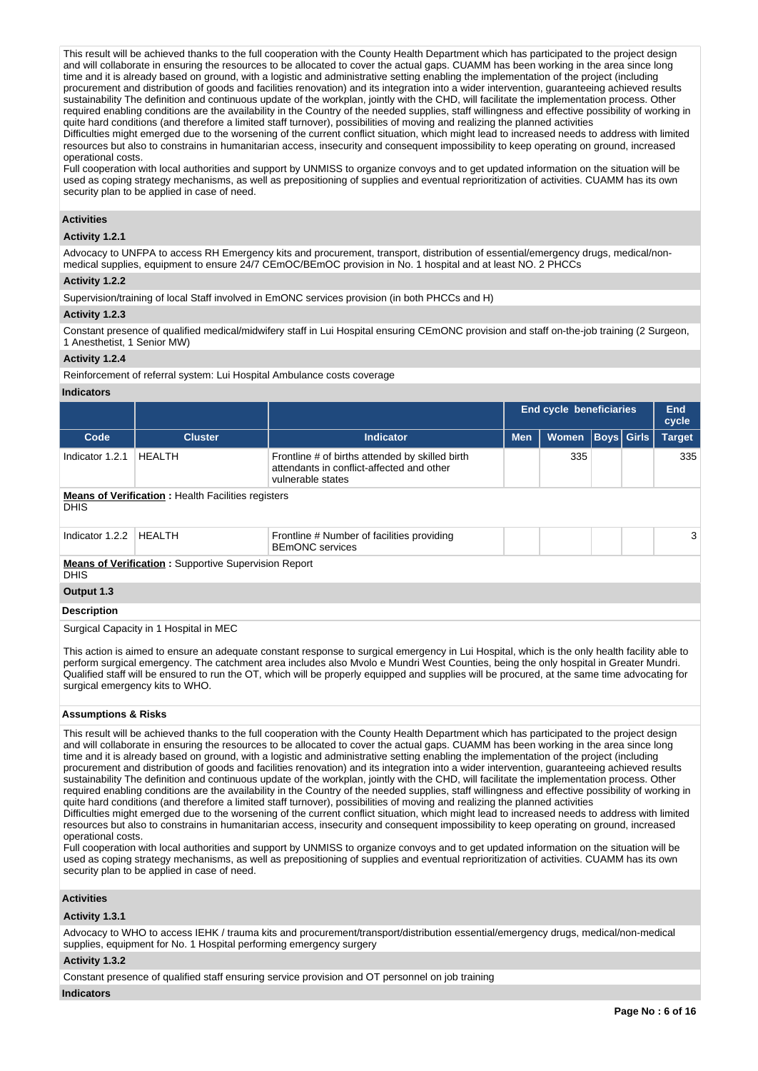This result will be achieved thanks to the full cooperation with the County Health Department which has participated to the project design and will collaborate in ensuring the resources to be allocated to cover the actual gaps. CUAMM has been working in the area since long time and it is already based on ground, with a logistic and administrative setting enabling the implementation of the project (including procurement and distribution of goods and facilities renovation) and its integration into a wider intervention, guaranteeing achieved results sustainability The definition and continuous update of the workplan, jointly with the CHD, will facilitate the implementation process. Other required enabling conditions are the availability in the Country of the needed supplies, staff willingness and effective possibility of working in quite hard conditions (and therefore a limited staff turnover), possibilities of moving and realizing the planned activities
Difficulties might emerged due to the worsening of the current conflict situation, which might lead to increased needs to address with limited resources but also to constrains in humanitarian access, insecurity and consequent impossibility to keep operating on ground, increased operational costs.
Full cooperation with local authorities and support by UNMISS to organize convoys and to get updated information on the situation will be used as coping strategy mechanisms, as well as prepositioning of supplies and eventual reprioritization of activities. CUAMM has its own security plan to be applied in case of need.

### Activities

#### Activity 1.2.1

Advocacy to UNFPA to access RH Emergency kits and procurement, transport, distribution of essential/emergency drugs, medical/non-medical supplies, equipment to ensure 24/7 CEmOC/BEmOC provision in No. 1 hospital and at least NO. 2 PHCCs

#### Activity 1.2.2

Supervision/training of local Staff involved in EmONC services provision (in both PHCCs and H)

#### Activity 1.2.3

Constant presence of qualified medical/midwifery staff in Lui Hospital ensuring CEmONC provision and staff on-the-job training (2 Surgeon, 1 Anesthetist, 1 Senior MW)

#### Activity 1.2.4

Reinforcement of referral system: Lui Hospital Ambulance costs coverage

### Indicators

| | | | End cycle beneficiaries | | | | End cycle |
|---|---|---|---|---|---|---|---|
| Code | Cluster | Indicator | Men | Women | Boys | Girls | Target |
| Indicator 1.2.1 | HEALTH | Frontline # of births attended by skilled birth attendants in conflict-affected and other vulnerable states | | 335 | | | 335 |

**Means of Verification** : Health Facilities registers
DHIS

| Code | Cluster | Indicator | Men | Women | Boys | Girls | Target |
|---|---|---|---|---|---|---|---|
| Indicator 1.2.2 | HEALTH | Frontline # Number of facilities providing BEmONC services | | | | | 3 |

**Means of Verification** : Supportive Supervision Report
DHIS

### Output 1.3

#### Description

Surgical Capacity in 1 Hospital in MEC

This action is aimed to ensure an adequate constant response to surgical emergency in Lui Hospital, which is the only health facility able to perform surgical emergency. The catchment area includes also Mvolo e Mundri West Counties, being the only hospital in Greater Mundri. Qualified staff will be ensured to run the OT, which will be properly equipped and supplies will be procured, at the same time advocating for surgical emergency kits to WHO.

#### Assumptions & Risks

This result will be achieved thanks to the full cooperation with the County Health Department which has participated to the project design and will collaborate in ensuring the resources to be allocated to cover the actual gaps. CUAMM has been working in the area since long time and it is already based on ground, with a logistic and administrative setting enabling the implementation of the project (including procurement and distribution of goods and facilities renovation) and its integration into a wider intervention, guaranteeing achieved results sustainability The definition and continuous update of the workplan, jointly with the CHD, will facilitate the implementation process. Other required enabling conditions are the availability in the Country of the needed supplies, staff willingness and effective possibility of working in quite hard conditions (and therefore a limited staff turnover), possibilities of moving and realizing the planned activities
Difficulties might emerged due to the worsening of the current conflict situation, which might lead to increased needs to address with limited resources but also to constrains in humanitarian access, insecurity and consequent impossibility to keep operating on ground, increased operational costs.
Full cooperation with local authorities and support by UNMISS to organize convoys and to get updated information on the situation will be used as coping strategy mechanisms, as well as prepositioning of supplies and eventual reprioritization of activities. CUAMM has its own security plan to be applied in case of need.

### Activities

#### Activity 1.3.1

Advocacy to WHO to access IEHK / trauma kits and procurement/transport/distribution essential/emergency drugs, medical/non-medical supplies, equipment for No. 1 Hospital performing emergency surgery

#### Activity 1.3.2

Constant presence of qualified staff ensuring service provision and OT personnel on job training

### Indicators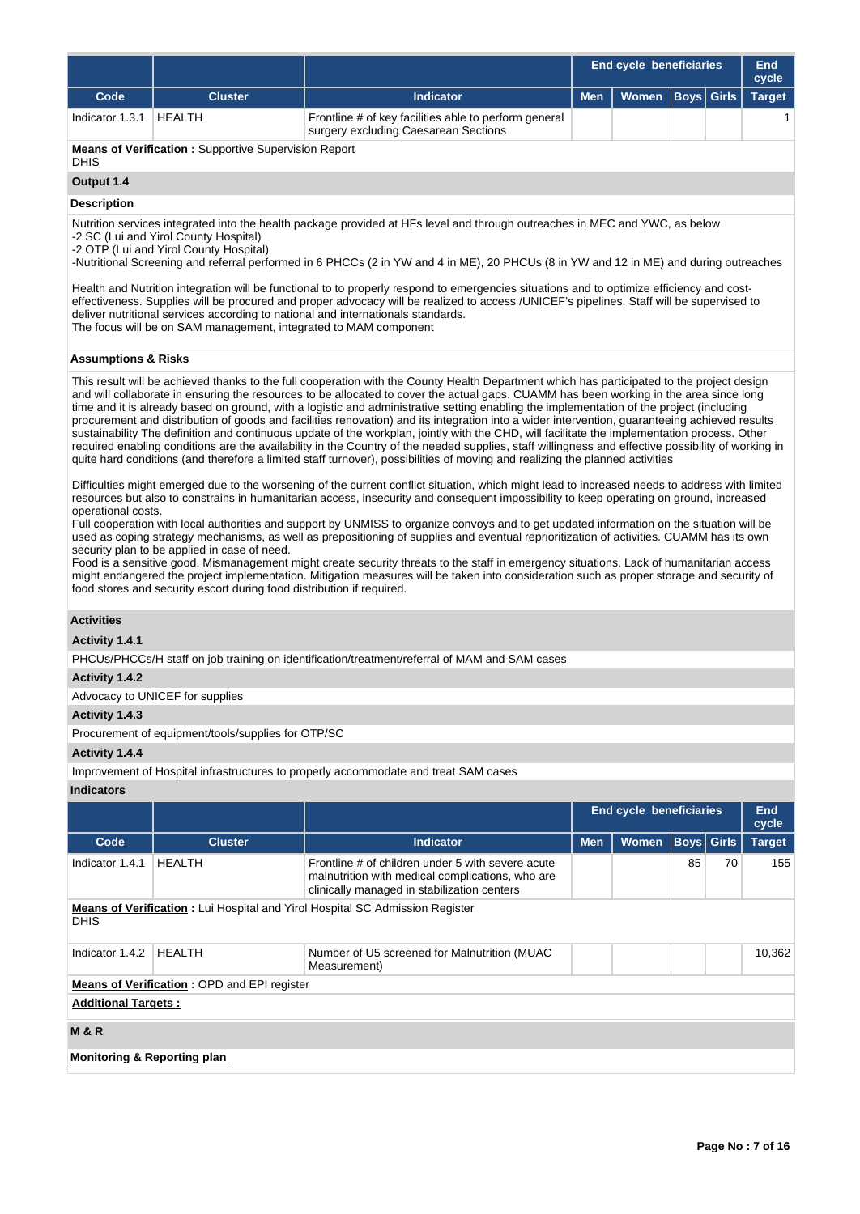| | | | End cycle beneficiaries | | | | End cycle |
|---|---|---|---|---|---|---|---|
| **Code** | **Cluster** | **Indicator** | **Men** | **Women** | **Boys** | **Girls** | **Target** |
| Indicator 1.3.1 | HEALTH | Frontline # of key facilities able to perform general surgery excluding Caesarean Sections | | | | | 1 |

**Means of Verification :** Supportive Supervision Report
DHIS

**Output 1.4**

**Description**

Nutrition services integrated into the health package provided at HFs level and through outreaches in MEC and YWC, as below
-2 SC (Lui and Yirol County Hospital)
-2 OTP (Lui and Yirol County Hospital)
-Nutritional Screening and referral performed in 6 PHCCs (2 in YW and 4 in ME), 20 PHCUs (8 in YW and 12 in ME) and during outreaches

Health and Nutrition integration will be functional to to properly respond to emergencies situations and to optimize efficiency and cost-effectiveness. Supplies will be procured and proper advocacy will be realized to access /UNICEF's pipelines. Staff will be supervised to deliver nutritional services according to national and internationals standards.
The focus will be on SAM management, integrated to MAM component

**Assumptions & Risks**

This result will be achieved thanks to the full cooperation with the County Health Department which has participated to the project design and will collaborate in ensuring the resources to be allocated to cover the actual gaps. CUAMM has been working in the area since long time and it is already based on ground, with a logistic and administrative setting enabling the implementation of the project (including procurement and distribution of goods and facilities renovation) and its integration into a wider intervention, guaranteeing achieved results sustainability The definition and continuous update of the workplan, jointly with the CHD, will facilitate the implementation process. Other required enabling conditions are the availability in the Country of the needed supplies, staff willingness and effective possibility of working in quite hard conditions (and therefore a limited staff turnover), possibilities of moving and realizing the planned activities

Difficulties might emerged due to the worsening of the current conflict situation, which might lead to increased needs to address with limited resources but also to constrains in humanitarian access, insecurity and consequent impossibility to keep operating on ground, increased operational costs.
Full cooperation with local authorities and support by UNMISS to organize convoys and to get updated information on the situation will be used as coping strategy mechanisms, as well as prepositioning of supplies and eventual reprioritization of activities. CUAMM has its own security plan to be applied in case of need.
Food is a sensitive good. Mismanagement might create security threats to the staff in emergency situations. Lack of humanitarian access might endangered the project implementation. Mitigation measures will be taken into consideration such as proper storage and security of food stores and security escort during food distribution if required.

**Activities**

**Activity 1.4.1**

PHCUs/PHCCs/H staff on job training on identification/treatment/referral of MAM and SAM cases

**Activity 1.4.2**

Advocacy to UNICEF for supplies

**Activity 1.4.3**

Procurement of equipment/tools/supplies for OTP/SC

**Activity 1.4.4**

Improvement of Hospital infrastructures to properly accommodate and treat SAM cases

**Indicators**

| | | | End cycle beneficiaries | | | | End cycle |
|---|---|---|---|---|---|---|---|
| **Code** | **Cluster** | **Indicator** | **Men** | **Women** | **Boys** | **Girls** | **Target** |
| Indicator 1.4.1 | HEALTH | Frontline # of children under 5 with severe acute malnutrition with medical complications, who are clinically managed in stabilization centers | | | 85 | 70 | 155 |

**Means of Verification :** Lui Hospital and Yirol Hospital SC Admission Register
DHIS

| | | | | | | | |
|---|---|---|---|---|---|---|---|
| Indicator 1.4.2 | HEALTH | Number of U5 screened for Malnutrition (MUAC Measurement) | | | | | 10,362 |

**Means of Verification :** OPD and EPI register

**Additional Targets :**

**M & R**

**Monitoring & Reporting plan**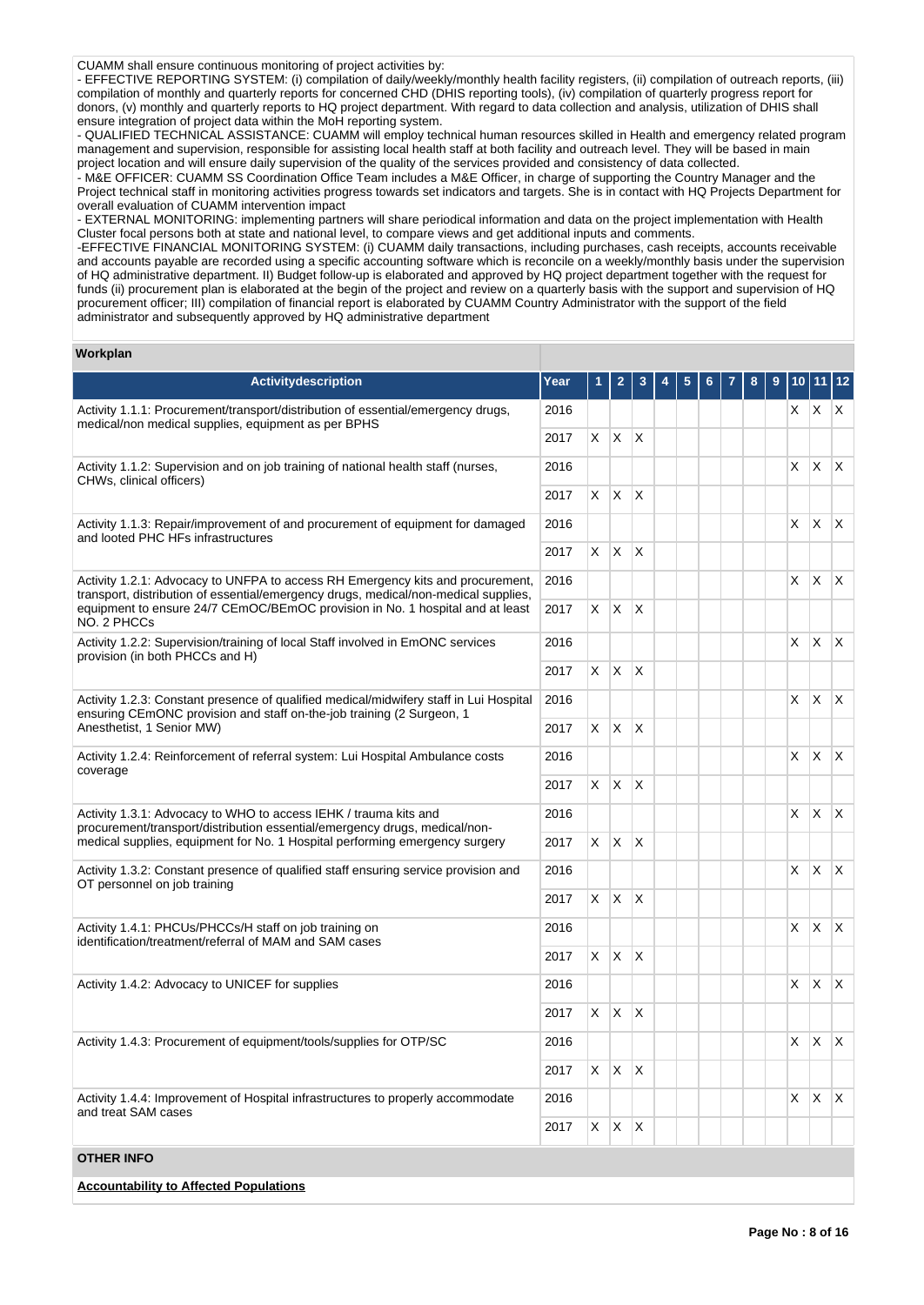CUAMM shall ensure continuous monitoring of project activities by:
- EFFECTIVE REPORTING SYSTEM: (i) compilation of daily/weekly/monthly health facility registers, (ii) compilation of outreach reports, (iii) compilation of monthly and quarterly reports for concerned CHD (DHIS reporting tools), (iv) compilation of quarterly progress report for donors, (v) monthly and quarterly reports to HQ project department. With regard to data collection and analysis, utilization of DHIS shall ensure integration of project data within the MoH reporting system.
- QUALIFIED TECHNICAL ASSISTANCE: CUAMM will employ technical human resources skilled in Health and emergency related program management and supervision, responsible for assisting local health staff at both facility and outreach level. They will be based in main project location and will ensure daily supervision of the quality of the services provided and consistency of data collected.
- M&E OFFICER: CUAMM SS Coordination Office Team includes a M&E Officer, in charge of supporting the Country Manager and the Project technical staff in monitoring activities progress towards set indicators and targets. She is in contact with HQ Projects Department for overall evaluation of CUAMM intervention impact
- EXTERNAL MONITORING: implementing partners will share periodical information and data on the project implementation with Health Cluster focal persons both at state and national level, to compare views and get additional inputs and comments.
-EFFECTIVE FINANCIAL MONITORING SYSTEM: (i) CUAMM daily transactions, including purchases, cash receipts, accounts receivable and accounts payable are recorded using a specific accounting software which is reconcile on a weekly/monthly basis under the supervision of HQ administrative department. II) Budget follow-up is elaborated and approved by HQ project department together with the request for funds (ii) procurement plan is elaborated at the begin of the project and review on a quarterly basis with the support and supervision of HQ procurement officer; III) compilation of financial report is elaborated by CUAMM Country Administrator with the support of the field administrator and subsequently approved by HQ administrative department

**Workplan**

| Activitydescription | Year | 1 | 2 | 3 | 4 | 5 | 6 | 7 | 8 | 9 | 10 | 11 | 12 |
|---|---|---|---|---|---|---|---|---|---|---|---|---|---|
| Activity 1.1.1: Procurement/transport/distribution of essential/emergency drugs, medical/non medical supplies, equipment as per BPHS | 2016 | | | | | | | | | | X | X | X |
| | 2017 | X | X | X | | | | | | | | | |
| Activity 1.1.2: Supervision and on job training of national health staff (nurses, CHWs, clinical officers) | 2016 | | | | | | | | | | X | X | X |
| | 2017 | X | X | X | | | | | | | | | |
| Activity 1.1.3: Repair/improvement of and procurement of equipment for damaged and looted PHC HFs infrastructures | 2016 | | | | | | | | | | X | X | X |
| | 2017 | X | X | X | | | | | | | | | |
| Activity 1.2.1: Advocacy to UNFPA to access RH Emergency kits and procurement, transport, distribution of essential/emergency drugs, medical/non-medical supplies, equipment to ensure 24/7 CEmOC/BEmOC provision in No. 1 hospital and at least NO. 2 PHCCs | 2016 | | | | | | | | | | X | X | X |
| | 2017 | X | X | X | | | | | | | | | |
| Activity 1.2.2: Supervision/training of local Staff involved in EmONC services provision (in both PHCCs and H) | 2016 | | | | | | | | | | X | X | X |
| | 2017 | X | X | X | | | | | | | | | |
| Activity 1.2.3: Constant presence of qualified medical/midwifery staff in Lui Hospital ensuring CEmONC provision and staff on-the-job training (2 Surgeon, 1 Anesthetist, 1 Senior MW) | 2016 | | | | | | | | | | X | X | X |
| | 2017 | X | X | X | | | | | | | | | |
| Activity 1.2.4: Reinforcement of referral system: Lui Hospital Ambulance costs coverage | 2016 | | | | | | | | | | X | X | X |
| | 2017 | X | X | X | | | | | | | | | |
| Activity 1.3.1: Advocacy to WHO to access IEHK / trauma kits and procurement/transport/distribution essential/emergency drugs, medical/non-medical supplies, equipment for No. 1 Hospital performing emergency surgery | 2016 | | | | | | | | | | X | X | X |
| | 2017 | X | X | X | | | | | | | | | |
| Activity 1.3.2: Constant presence of qualified staff ensuring service provision and OT personnel on job training | 2016 | | | | | | | | | | X | X | X |
| | 2017 | X | X | X | | | | | | | | | |
| Activity 1.4.1: PHCUs/PHCCs/H staff on job training on identification/treatment/referral of MAM and SAM cases | 2016 | | | | | | | | | | X | X | X |
| | 2017 | X | X | X | | | | | | | | | |
| Activity 1.4.2: Advocacy to UNICEF for supplies | 2016 | | | | | | | | | | X | X | X |
| | 2017 | X | X | X | | | | | | | | | |
| Activity 1.4.3: Procurement of equipment/tools/supplies for OTP/SC | 2016 | | | | | | | | | | X | X | X |
| | 2017 | X | X | X | | | | | | | | | |
| Activity 1.4.4: Improvement of Hospital infrastructures to properly accommodate and treat SAM cases | 2016 | | | | | | | | | | X | X | X |
| | 2017 | X | X | X | | | | | | | | | |

**OTHER INFO**

**Accountability to Affected Populations**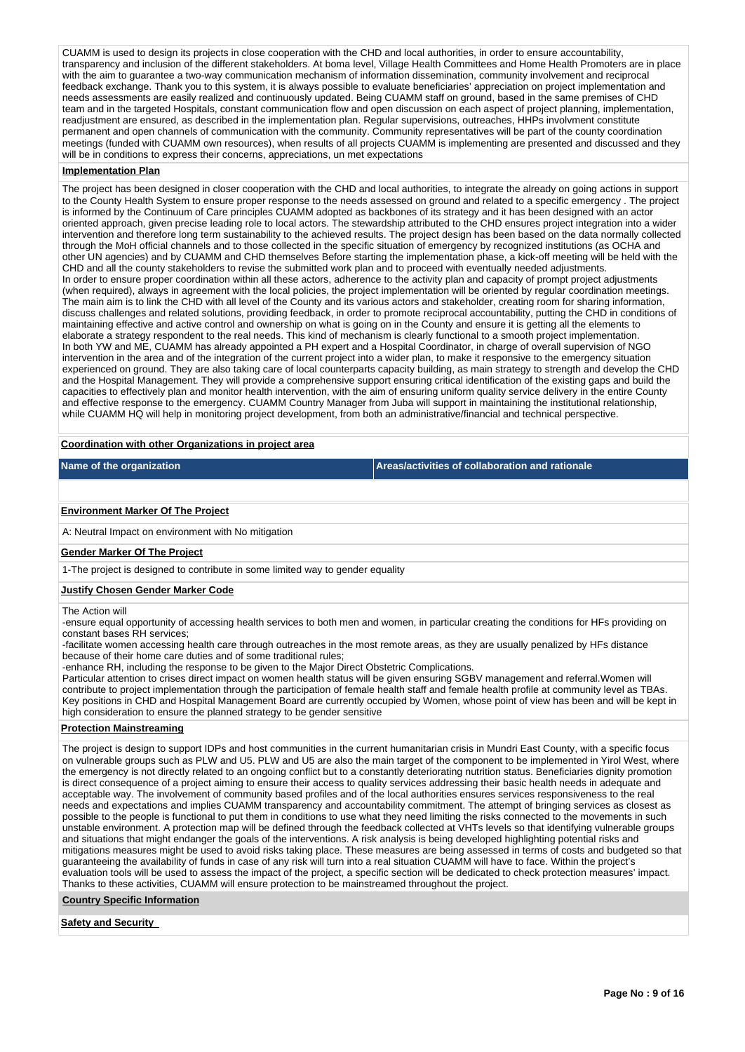CUAMM is used to design its projects in close cooperation with the CHD and local authorities, in order to ensure accountability, transparency and inclusion of the different stakeholders. At boma level, Village Health Committees and Home Health Promoters are in place with the aim to guarantee a two-way communication mechanism of information dissemination, community involvement and reciprocal feedback exchange. Thank you to this system, it is always possible to evaluate beneficiaries' appreciation on project implementation and needs assessments are easily realized and continuously updated. Being CUAMM staff on ground, based in the same premises of CHD team and in the targeted Hospitals, constant communication flow and open discussion on each aspect of project planning, implementation, readjustment are ensured, as described in the implementation plan. Regular supervisions, outreaches, HHPs involvment constitute permanent and open channels of communication with the community. Community representatives will be part of the county coordination meetings (funded with CUAMM own resources), when results of all projects CUAMM is implementing are presented and discussed and they will be in conditions to express their concerns, appreciations, un met expectations

**Implementation Plan**

The project has been designed in closer cooperation with the CHD and local authorities, to integrate the already on going actions in support to the County Health System to ensure proper response to the needs assessed on ground and related to a specific emergency . The project is informed by the Continuum of Care principles CUAMM adopted as backbones of its strategy and it has been designed with an actor oriented approach, given precise leading role to local actors. The stewardship attributed to the CHD ensures project integration into a wider intervention and therefore long term sustainability to the achieved results. The project design has been based on the data normally collected through the MoH official channels and to those collected in the specific situation of emergency by recognized institutions (as OCHA and other UN agencies) and by CUAMM and CHD themselves Before starting the implementation phase, a kick-off meeting will be held with the CHD and all the county stakeholders to revise the submitted work plan and to proceed with eventually needed adjustments.
In order to ensure proper coordination within all these actors, adherence to the activity plan and capacity of prompt project adjustments (when required), always in agreement with the local policies, the project implementation will be oriented by regular coordination meetings. The main aim is to link the CHD with all level of the County and its various actors and stakeholder, creating room for sharing information, discuss challenges and related solutions, providing feedback, in order to promote reciprocal accountability, putting the CHD in conditions of maintaining effective and active control and ownership on what is going on in the County and ensure it is getting all the elements to elaborate a strategy respondent to the real needs. This kind of mechanism is clearly functional to a smooth project implementation.
In both YW and ME, CUAMM has already appointed a PH expert and a Hospital Coordinator, in charge of overall supervision of NGO intervention in the area and of the integration of the current project into a wider plan, to make it responsive to the emergency situation experienced on ground. They are also taking care of local counterparts capacity building, as main strategy to strength and develop the CHD and the Hospital Management. They will provide a comprehensive support ensuring critical identification of the existing gaps and build the capacities to effectively plan and monitor health intervention, with the aim of ensuring uniform quality service delivery in the entire County and effective response to the emergency. CUAMM Country Manager from Juba will support in maintaining the institutional relationship, while CUAMM HQ will help in monitoring project development, from both an administrative/financial and technical perspective.

**Coordination with other Organizations in project area**

| Name of the organization | Areas/activities of collaboration and rationale |
|---|---|
| | |

**Environment Marker Of The Project**

A: Neutral Impact on environment with No mitigation

**Gender Marker Of The Project**

1-The project is designed to contribute in some limited way to gender equality

**Justify Chosen Gender Marker Code**

The Action will
-ensure equal opportunity of accessing health services to both men and women, in particular creating the conditions for HFs providing on constant bases RH services;
-facilitate women accessing health care through outreaches in the most remote areas, as they are usually penalized by HFs distance because of their home care duties and of some traditional rules;
-enhance RH, including the response to be given to the Major Direct Obstetric Complications.
Particular attention to crises direct impact on women health status will be given ensuring SGBV management and referral.Women will contribute to project implementation through the participation of female health staff and female health profile at community level as TBAs. Key positions in CHD and Hospital Management Board are currently occupied by Women, whose point of view has been and will be kept in high consideration to ensure the planned strategy to be gender sensitive

**Protection Mainstreaming**

The project is design to support IDPs and host communities in the current humanitarian crisis in Mundri East County, with a specific focus on vulnerable groups such as PLW and U5. PLW and U5 are also the main target of the component to be implemented in Yirol West, where the emergency is not directly related to an ongoing conflict but to a constantly deteriorating nutrition status. Beneficiaries dignity promotion is direct consequence of a project aiming to ensure their access to quality services addressing their basic health needs in adequate and acceptable way. The involvement of community based profiles and of the local authorities ensures services responsiveness to the real needs and expectations and implies CUAMM transparency and accountability commitment. The attempt of bringing services as closest as possible to the people is functional to put them in conditions to use what they need limiting the risks connected to the movements in such unstable environment. A protection map will be defined through the feedback collected at VHTs levels so that identifying vulnerable groups and situations that might endanger the goals of the interventions. A risk analysis is being developed highlighting potential risks and mitigations measures might be used to avoid risks taking place. These measures are being assessed in terms of costs and budgeted so that guaranteeing the availability of funds in case of any risk will turn into a real situation CUAMM will have to face. Within the project's evaluation tools will be used to assess the impact of the project, a specific section will be dedicated to check protection measures' impact. Thanks to these activities, CUAMM will ensure protection to be mainstreamed throughout the project.

**Country Specific Information**

**Safety and Security**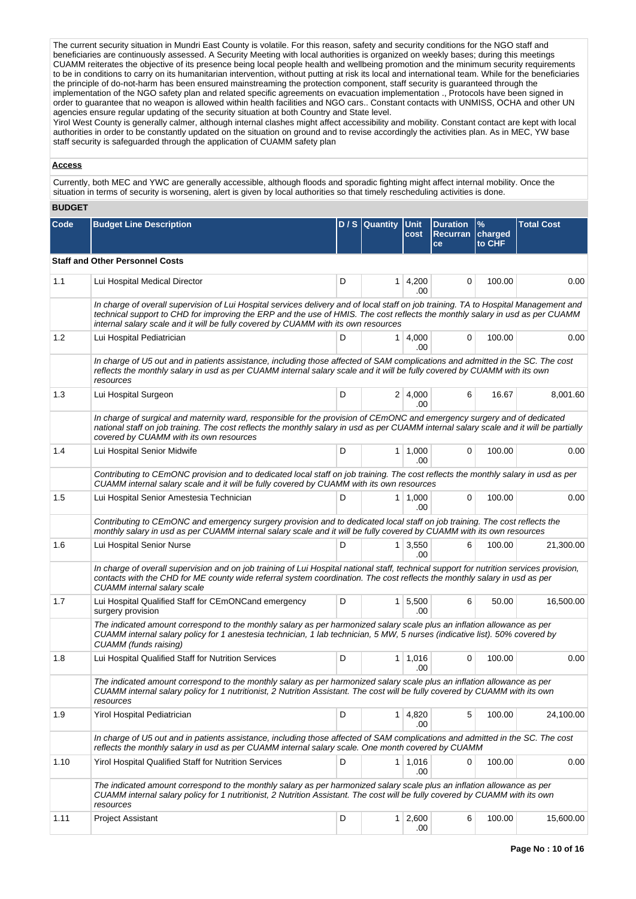The current security situation in Mundri East County is volatile. For this reason, safety and security conditions for the NGO staff and beneficiaries are continuously assessed. A Security Meeting with local authorities is organized on weekly bases; during this meetings CUAMM reiterates the objective of its presence being local people health and wellbeing promotion and the minimum security requirements to be in conditions to carry on its humanitarian intervention, without putting at risk its local and international team. While for the beneficiaries the principle of do-not-harm has been ensured mainstreaming the protection component, staff security is guaranteed through the implementation of the NGO safety plan and related specific agreements on evacuation implementation ., Protocols have been signed in order to guarantee that no weapon is allowed within health facilities and NGO cars.. Constant contacts with UNMISS, OCHA and other UN agencies ensure regular updating of the security situation at both Country and State level.
Yirol West County is generally calmer, although internal clashes might affect accessibility and mobility. Constant contact are kept with local authorities in order to be constantly updated on the situation on ground and to revise accordingly the activities plan. As in MEC, YW base staff security is safeguarded through the application of CUAMM safety plan

**Access**

Currently, both MEC and YWC are generally accessible, although floods and sporadic fighting might affect internal mobility. Once the situation in terms of security is worsening, alert is given by local authorities so that timely rescheduling activities is done.

**BUDGET**

| Code | Budget Line Description | D / S | Quantity | Unit cost | Duration Recurrance | % charged to CHF | Total Cost |
|---|---|---|---|---|---|---|---|
| | **Staff and Other Personnel Costs** | | | | | | |
| 1.1 | Lui Hospital Medical Director | D | 1 | 4,200.00 | 0 | 100.00 | 0.00 |
| | *In charge of overall supervision of Lui Hospital services delivery and of local staff on job training. TA to Hospital Management and technical support to CHD for improving the ERP and the use of HMIS. The cost reflects the monthly salary in usd as per CUAMM internal salary scale and it will be fully covered by CUAMM with its own resources* | | | | | | |
| 1.2 | Lui Hospital Pediatrician | D | 1 | 4,000.00 | 0 | 100.00 | 0.00 |
| | *In charge of U5 out and in patients assistance, including those affected of SAM complications and admitted in the SC. The cost reflects the monthly salary in usd as per CUAMM internal salary scale and it will be fully covered by CUAMM with its own resources* | | | | | | |
| 1.3 | Lui Hospital Surgeon | D | 2 | 4,000.00 | 6 | 16.67 | 8,001.60 |
| | *In charge of surgical and maternity ward, responsible for the provision of CEmONC and emergency surgery and of dedicated national staff on job training. The cost reflects the monthly salary in usd as per CUAMM internal salary scale and it will be partially covered by CUAMM with its own resources* | | | | | | |
| 1.4 | Lui Hospital Senior Midwife | D | 1 | 1,000.00 | 0 | 100.00 | 0.00 |
| | *Contributing to CEmONC provision and to dedicated local staff on job training. The cost reflects the monthly salary in usd as per CUAMM internal salary scale and it will be fully covered by CUAMM with its own resources* | | | | | | |
| 1.5 | Lui Hospital Senior Amestesia Technician | D | 1 | 1,000.00 | 0 | 100.00 | 0.00 |
| | *Contributing to CEmONC and emergency surgery provision and to dedicated local staff on job training. The cost reflects the monthly salary in usd as per CUAMM internal salary scale and it will be fully covered by CUAMM with its own resources* | | | | | | |
| 1.6 | Lui Hospital Senior Nurse | D | 1 | 3,550.00 | 6 | 100.00 | 21,300.00 |
| | *In charge of overall supervision and on job training of Lui Hospital national staff, technical support for nutrition services provision, contacts with the CHD for ME county wide referral system coordination. The cost reflects the monthly salary in usd as per CUAMM internal salary scale* | | | | | | |
| 1.7 | Lui Hospital Qualified Staff for CEmONCand emergency surgery provision | D | 1 | 5,500.00 | 6 | 50.00 | 16,500.00 |
| | *The indicated amount correspond to the monthly salary as per harmonized salary scale plus an inflation allowance as per CUAMM internal salary policy for 1 anestesia technician, 1 lab technician, 5 MW, 5 nurses (indicative list). 50% covered by CUAMM (funds raising)* | | | | | | |
| 1.8 | Lui Hospital Qualified Staff for Nutrition Services | D | 1 | 1,016.00 | 0 | 100.00 | 0.00 |
| | *The indicated amount correspond to the monthly salary as per harmonized salary scale plus an inflation allowance as per CUAMM internal salary policy for 1 nutritionist, 2 Nutrition Assistant. The cost will be fully covered by CUAMM with its own resources* | | | | | | |
| 1.9 | Yirol Hospital Pediatrician | D | 1 | 4,820.00 | 5 | 100.00 | 24,100.00 |
| | *In charge of U5 out and in patients assistance, including those affected of SAM complications and admitted in the SC. The cost reflects the monthly salary in usd as per CUAMM internal salary scale. One month covered by CUAMM* | | | | | | |
| 1.10 | Yirol Hospital Qualified Staff for Nutrition Services | D | 1 | 1,016.00 | 0 | 100.00 | 0.00 |
| | *The indicated amount correspond to the monthly salary as per harmonized salary scale plus an inflation allowance as per CUAMM internal salary policy for 1 nutritionist, 2 Nutrition Assistant. The cost will be fully covered by CUAMM with its own resources* | | | | | | |
| 1.11 | Project Assistant | D | 1 | 2,600.00 | 6 | 100.00 | 15,600.00 |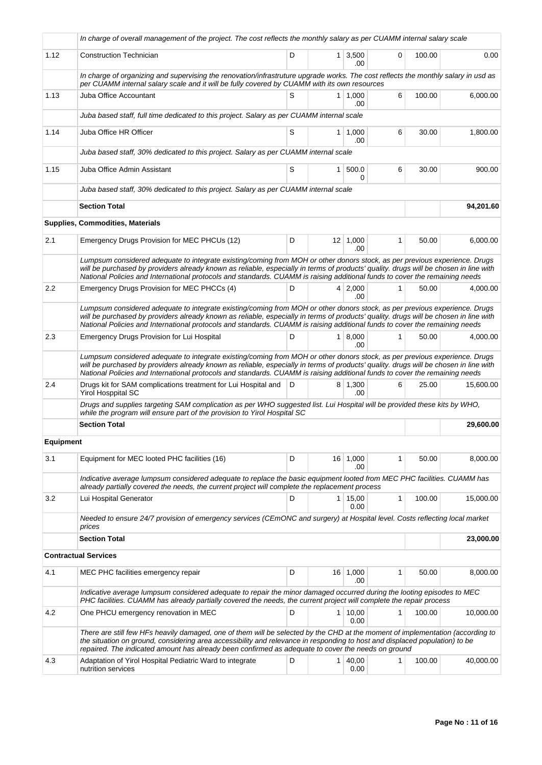| | | | | | | | |
|---|---|---|---|---|---|---|---|
| | *In charge of overall management of the project. The cost reflects the monthly salary as per CUAMM internal salary scale* | | | | | | |
| 1.12 | Construction Technician | D | 1 | 3,500.00 | 0 | 100.00 | 0.00 |
| | *In charge of organizing and supervising the renovation/infrastruture upgrade works. The cost reflects the monthly salary in usd as per CUAMM internal salary scale and it will be fully covered by CUAMM with its own resources* | | | | | | |
| 1.13 | Juba Office Accountant | S | 1 | 1,000.00 | 6 | 100.00 | 6,000.00 |
| | *Juba based staff, full time dedicated to this project. Salary as per CUAMM internal scale* | | | | | | |
| 1.14 | Juba Office HR Officer | S | 1 | 1,000.00 | 6 | 30.00 | 1,800.00 |
| | *Juba based staff, 30% dedicated to this project. Salary as per CUAMM internal scale* | | | | | | |
| 1.15 | Juba Office Admin Assistant | S | 1 | 500.00 | 6 | 30.00 | 900.00 |
| | *Juba based staff, 30% dedicated to this project. Salary as per CUAMM internal scale* | | | | | | |
| | **Section Total** | | | | | | **94,201.60** |
| | **Supplies, Commodities, Materials** | | | | | | |
| 2.1 | Emergency Drugs Provision for MEC PHCUs (12) | D | 12 | 1,000.00 | 1 | 50.00 | 6,000.00 |
| | *Lumpsum considered adequate to integrate existing/coming from MOH or other donors stock, as per previous experience. Drugs will be purchased by providers already known as reliable, especially in terms of products' quality. drugs will be chosen in line with National Policies and International protocols and standards. CUAMM is raising additional funds to cover the remaining needs* | | | | | | |
| 2.2 | Emergency Drugs Provision for MEC PHCCs (4) | D | 4 | 2,000.00 | 1 | 50.00 | 4,000.00 |
| | *Lumpsum considered adequate to integrate existing/coming from MOH or other donors stock, as per previous experience. Drugs will be purchased by providers already known as reliable, especially in terms of products' quality. drugs will be chosen in line with National Policies and International protocols and standards. CUAMM is raising additional funds to cover the remaining needs* | | | | | | |
| 2.3 | Emergency Drugs Provision for Lui Hospital | D | 1 | 8,000.00 | 1 | 50.00 | 4,000.00 |
| | *Lumpsum considered adequate to integrate existing/coming from MOH or other donors stock, as per previous experience. Drugs will be purchased by providers already known as reliable, especially in terms of products' quality. drugs will be chosen in line with National Policies and International protocols and standards. CUAMM is raising additional funds to cover the remaining needs* | | | | | | |
| 2.4 | Drugs kit for SAM complications treatment for Lui Hospital and Yirol Hosppital SC | D | 8 | 1,300.00 | 6 | 25.00 | 15,600.00 |
| | *Drugs and supplies targeting SAM complication as per WHO suggested list. Lui Hospital will be provided these kits by WHO, while the program will ensure part of the provision to Yirol Hospital SC* | | | | | | |
| | **Section Total** | | | | | | **29,600.00** |
| **Equipment** | | | | | | | |
| 3.1 | Equipment for MEC looted PHC facilities (16) | D | 16 | 1,000.00 | 1 | 50.00 | 8,000.00 |
| | *Indicative average lumpsum considered adequate to replace the basic equipment looted from MEC PHC facilities. CUAMM has already partially covered the needs, the current project will complete the replacement process* | | | | | | |
| 3.2 | Lui Hospital Generator | D | 1 | 15,000.00 | 1 | 100.00 | 15,000.00 |
| | *Needed to ensure 24/7 provision of emergency services (CEmONC and surgery) at Hospital level. Costs reflecting local market prices* | | | | | | |
| | **Section Total** | | | | | | **23,000.00** |
| **Contractual Services** | | | | | | | |
| 4.1 | MEC PHC facilities emergency repair | D | 16 | 1,000.00 | 1 | 50.00 | 8,000.00 |
| | *Indicative average lumpsum considered adequate to repair the minor damaged occurred during the looting episodes to MEC PHC facilities. CUAMM has already partially covered the needs, the current project will complete the repair process* | | | | | | |
| 4.2 | One PHCU emergency renovation in MEC | D | 1 | 10,000.00 | 1 | 100.00 | 10,000.00 |
| | *There are still few HFs heavily damaged, one of them will be selected by the CHD at the moment of implementation (according to the situation on ground, considering area accessibility and relevance in responding to host and displaced population) to be repaired. The indicated amount has already been confirmed as adequate to cover the needs on ground* | | | | | | |
| 4.3 | Adaptation of Yirol Hospital Pediatric Ward to integrate nutrition services | D | 1 | 40,000.00 | 1 | 100.00 | 40,000.00 |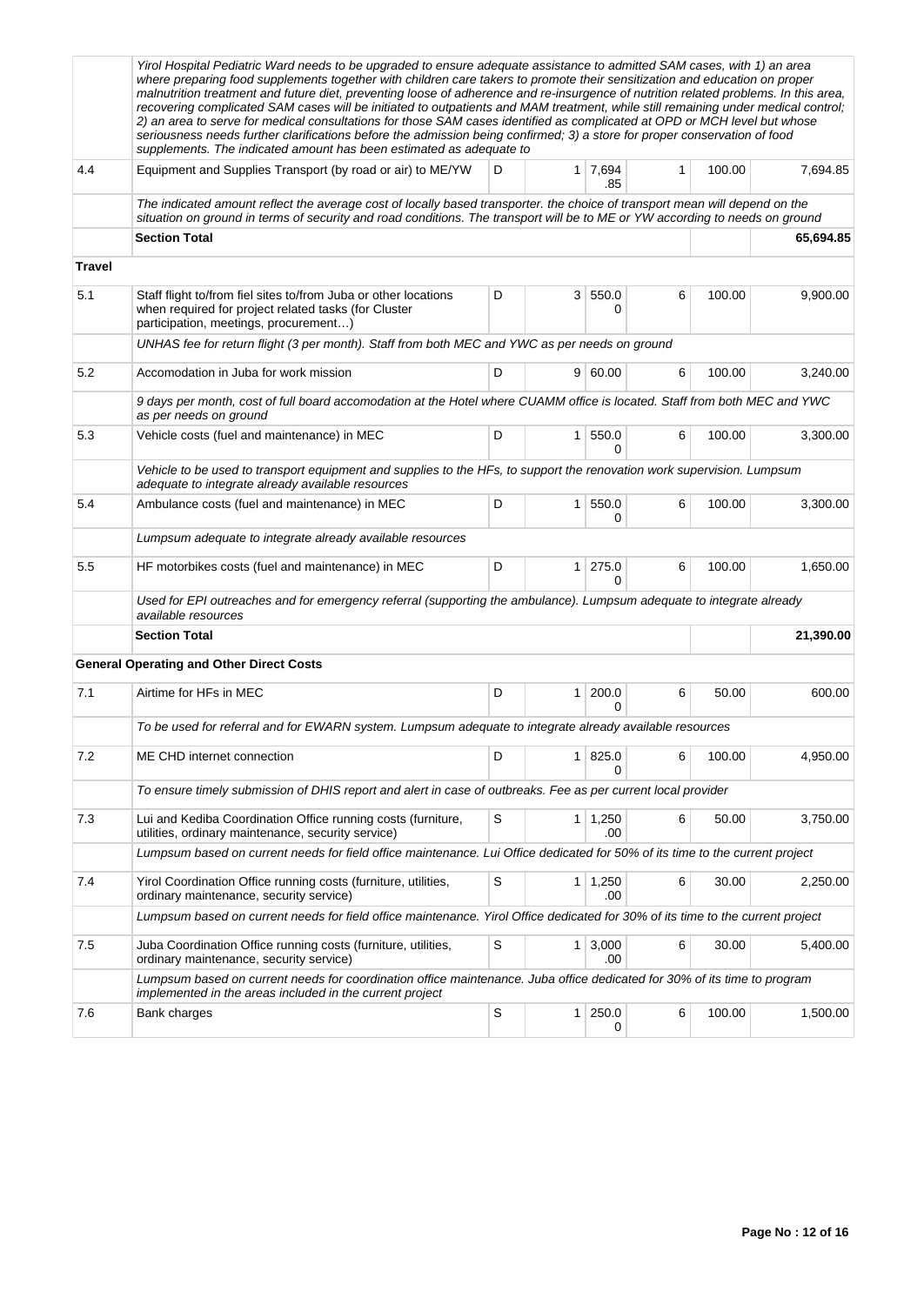| | | | | | | | |
|---|---|---|---|---|---|---|---|
| | *Yirol Hospital Pediatric Ward needs to be upgraded to ensure adequate assistance to admitted SAM cases, with 1) an area where preparing food supplements together with children care takers to promote their sensitization and education on proper malnutrition treatment and future diet, preventing loose of adherence and re-insurgence of nutrition related problems. In this area, recovering complicated SAM cases will be initiated to outpatients and MAM treatment, while still remaining under medical control; 2) an area to serve for medical consultations for those SAM cases identified as complicated at OPD or MCH level but whose seriousness needs further clarifications before the admission being confirmed; 3) a store for proper conservation of food supplements. The indicated amount has been estimated as adequate to* | | | | | | |
| 4.4 | Equipment and Supplies Transport (by road or air) to ME/YW | D | 1 | 7,694.85 | 1 | 100.00 | 7,694.85 |
| | *The indicated amount reflect the average cost of locally based transporter. the choice of transport mean will depend on the situation on ground in terms of security and road conditions. The transport will be to ME or YW according to needs on ground* | | | | | | |
| | **Section Total** | | | | | | **65,694.85** |
| **Travel** | | | | | | | |
| 5.1 | Staff flight to/from fiel sites to/from Juba or other locations when required for project related tasks (for Cluster participation, meetings, procurement…) | D | 3 | 550.00 | 6 | 100.00 | 9,900.00 |
| | *UNHAS fee for return flight (3 per month). Staff from both MEC and YWC as per needs on ground* | | | | | | |
| 5.2 | Accomodation in Juba for work mission | D | 9 | 60.00 | 6 | 100.00 | 3,240.00 |
| | *9 days per month, cost of full board accomodation at the Hotel where CUAMM office is located. Staff from both MEC and YWC as per needs on ground* | | | | | | |
| 5.3 | Vehicle costs (fuel and maintenance) in MEC | D | 1 | 550.00 | 6 | 100.00 | 3,300.00 |
| | *Vehicle to be used to transport equipment and supplies to the HFs, to support the renovation work supervision. Lumpsum adequate to integrate already available resources* | | | | | | |
| 5.4 | Ambulance costs (fuel and maintenance) in MEC | D | 1 | 550.00 | 6 | 100.00 | 3,300.00 |
| | *Lumpsum adequate to integrate already available resources* | | | | | | |
| 5.5 | HF motorbikes costs (fuel and maintenance) in MEC | D | 1 | 275.00 | 6 | 100.00 | 1,650.00 |
| | *Used for EPI outreaches and for emergency referral (supporting the ambulance). Lumpsum adequate to integrate already available resources* | | | | | | |
| | **Section Total** | | | | | | **21,390.00** |
| | **General Operating and Other Direct Costs** | | | | | | |
| 7.1 | Airtime for HFs in MEC | D | 1 | 200.00 | 6 | 50.00 | 600.00 |
| | *To be used for referral and for EWARN system. Lumpsum adequate to integrate already available resources* | | | | | | |
| 7.2 | ME CHD internet connection | D | 1 | 825.00 | 6 | 100.00 | 4,950.00 |
| | *To ensure timely submission of DHIS report and alert in case of outbreaks. Fee as per current local provider* | | | | | | |
| 7.3 | Lui and Kediba Coordination Office running costs (furniture, utilities, ordinary maintenance, security service) | S | 1 | 1,250.00 | 6 | 50.00 | 3,750.00 |
| | *Lumpsum based on current needs for field office maintenance. Lui Office dedicated for 50% of its time to the current project* | | | | | | |
| 7.4 | Yirol Coordination Office running costs (furniture, utilities, ordinary maintenance, security service) | S | 1 | 1,250.00 | 6 | 30.00 | 2,250.00 |
| | *Lumpsum based on current needs for field office maintenance. Yirol Office dedicated for 30% of its time to the current project* | | | | | | |
| 7.5 | Juba Coordination Office running costs (furniture, utilities, ordinary maintenance, security service) | S | 1 | 3,000.00 | 6 | 30.00 | 5,400.00 |
| | *Lumpsum based on current needs for coordination office maintenance. Juba office dedicated for 30% of its time to program implemented in the areas included in the current project* | | | | | | |
| 7.6 | Bank charges | S | 1 | 250.00 | 6 | 100.00 | 1,500.00 |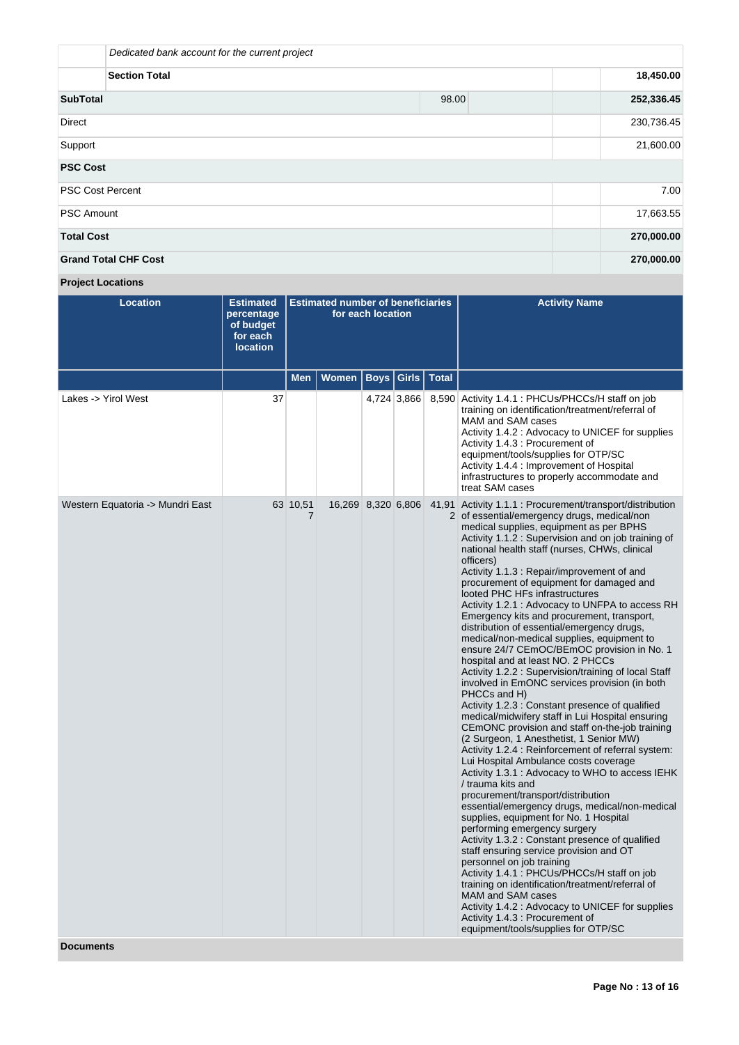| | | | | |
|---|---|---|---|---|
| | *Dedicated bank account for the current project* | | | |
| | **Section Total** | | | **18,450.00** |
| **SubTotal** | | 98.00 | | **252,336.45** |
| Direct | | | | 230,736.45 |
| Support | | | | 21,600.00 |
| **PSC Cost** | | | | |
| PSC Cost Percent | | | | 7.00 |
| PSC Amount | | | | 17,663.55 |
| **Total Cost** | | | | **270,000.00** |
| **Grand Total CHF Cost** | | | | **270,000.00** |

**Project Locations**

| Location | Estimated percentage of budget for each location | Estimated number of beneficiaries for each location | | | | | Activity Name |
|---|---|---|---|---|---|---|---|
| | | Men | Women | Boys | Girls | Total | |
| Lakes -> Yirol West | 37 | | | 4,724 | 3,866 | 8,590 | Activity 1.4.1 : PHCUs/PHCCs/H staff on job training on identification/treatment/referral of MAM and SAM cases<br>Activity 1.4.2 : Advocacy to UNICEF for supplies<br>Activity 1.4.3 : Procurement of equipment/tools/supplies for OTP/SC<br>Activity 1.4.4 : Improvement of Hospital infrastructures to properly accommodate and treat SAM cases |
| Western Equatoria -> Mundri East | 63 | 10,517 | 16,269 | 8,320 | 6,806 | 41,912 | Activity 1.1.1 : Procurement/transport/distribution of essential/emergency drugs, medical/non medical supplies, equipment as per BPHS<br>Activity 1.1.2 : Supervision and on job training of national health staff (nurses, CHWs, clinical officers)<br>Activity 1.1.3 : Repair/improvement of and procurement of equipment for damaged and looted PHC HFs infrastructures<br>Activity 1.2.1 : Advocacy to UNFPA to access RH Emergency kits and procurement, transport, distribution of essential/emergency drugs, medical/non-medical supplies, equipment to ensure 24/7 CEmOC/BEmOC provision in No. 1 hospital and at least NO. 2 PHCCs<br>Activity 1.2.2 : Supervision/training of local Staff involved in EmONC services provision (in both PHCCs and H)<br>Activity 1.2.3 : Constant presence of qualified medical/midwifery staff in Lui Hospital ensuring CEmONC provision and staff on-the-job training (2 Surgeon, 1 Anesthetist, 1 Senior MW)<br>Activity 1.2.4 : Reinforcement of referral system: Lui Hospital Ambulance costs coverage<br>Activity 1.3.1 : Advocacy to WHO to access IEHK / trauma kits and procurement/transport/distribution essential/emergency drugs, medical/non-medical supplies, equipment for No. 1 Hospital performing emergency surgery<br>Activity 1.3.2 : Constant presence of qualified staff ensuring service provision and OT personnel on job training<br>Activity 1.4.1 : PHCUs/PHCCs/H staff on job training on identification/treatment/referral of MAM and SAM cases<br>Activity 1.4.2 : Advocacy to UNICEF for supplies<br>Activity 1.4.3 : Procurement of equipment/tools/supplies for OTP/SC |

**Documents**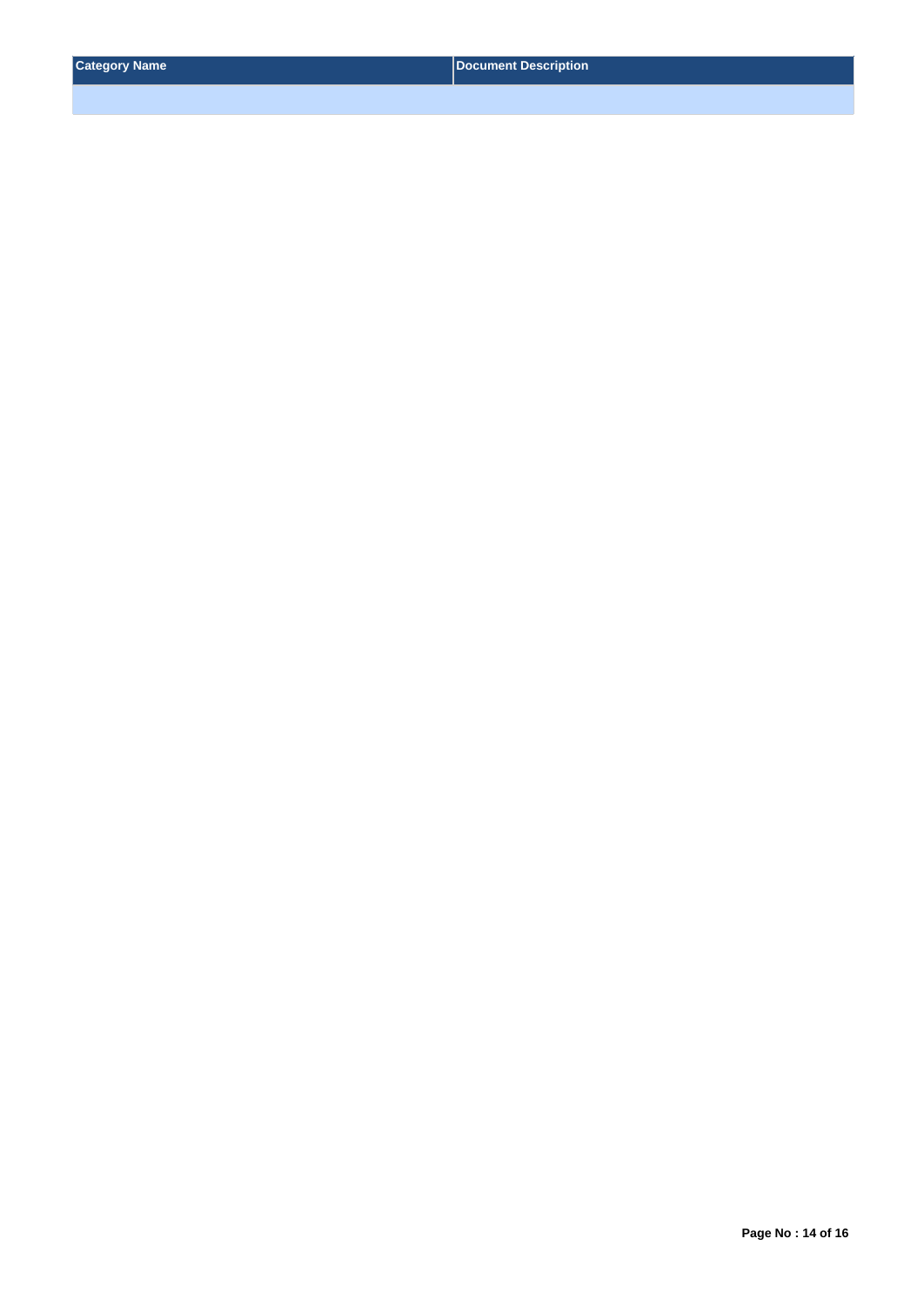| Category Name | Document Description |
| --- | --- |
| | |